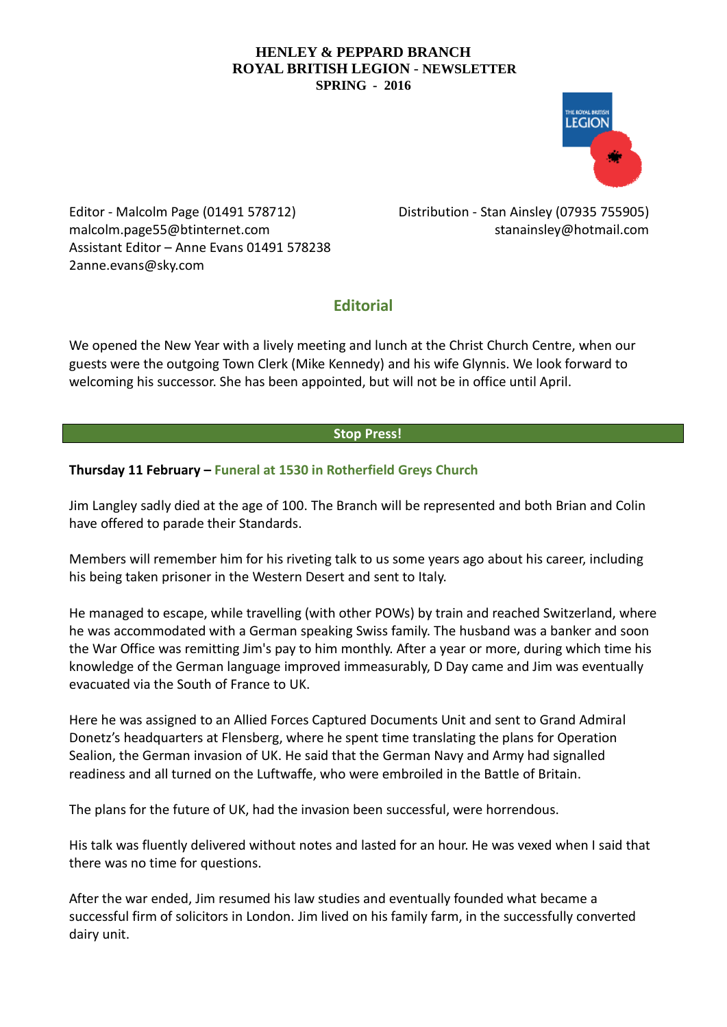# HENLEY & PEPPARD BRANCH
# ROYAL BRITISH LEGION - NEWSLETTER
# SPRING - 2016

Editor - Malcolm Page (01491 578712)
malcolm.page55@btinternet.com
Assistant Editor – Anne Evans 01491 578238
2anne.evans@sky.com

Distribution - Stan Ainsley (07935 755905)
stanainsley@hotmail.com

## Editorial

We opened the New Year with a lively meeting and lunch at the Christ Church Centre, when our guests were the outgoing Town Clerk (Mike Kennedy) and his wife Glynnis. We look forward to welcoming his successor. She has been appointed, but will not be in office until April.

## Stop Press!

**Thursday 11 February – Funeral at 1530 in Rotherfield Greys Church**

Jim Langley sadly died at the age of 100. The Branch will be represented and both Brian and Colin have offered to parade their Standards.

Members will remember him for his riveting talk to us some years ago about his career, including his being taken prisoner in the Western Desert and sent to Italy.

He managed to escape, while travelling (with other POWs) by train and reached Switzerland, where he was accommodated with a German speaking Swiss family. The husband was a banker and soon the War Office was remitting Jim's pay to him monthly. After a year or more, during which time his knowledge of the German language improved immeasurably, D Day came and Jim was eventually evacuated via the South of France to UK.

Here he was assigned to an Allied Forces Captured Documents Unit and sent to Grand Admiral Donetz's headquarters at Flensberg, where he spent time translating the plans for Operation Sealion, the German invasion of UK. He said that the German Navy and Army had signalled readiness and all turned on the Luftwaffe, who were embroiled in the Battle of Britain.

The plans for the future of UK, had the invasion been successful, were horrendous.

His talk was fluently delivered without notes and lasted for an hour. He was vexed when I said that there was no time for questions.

After the war ended, Jim resumed his law studies and eventually founded what became a successful firm of solicitors in London. Jim lived on his family farm, in the successfully converted dairy unit.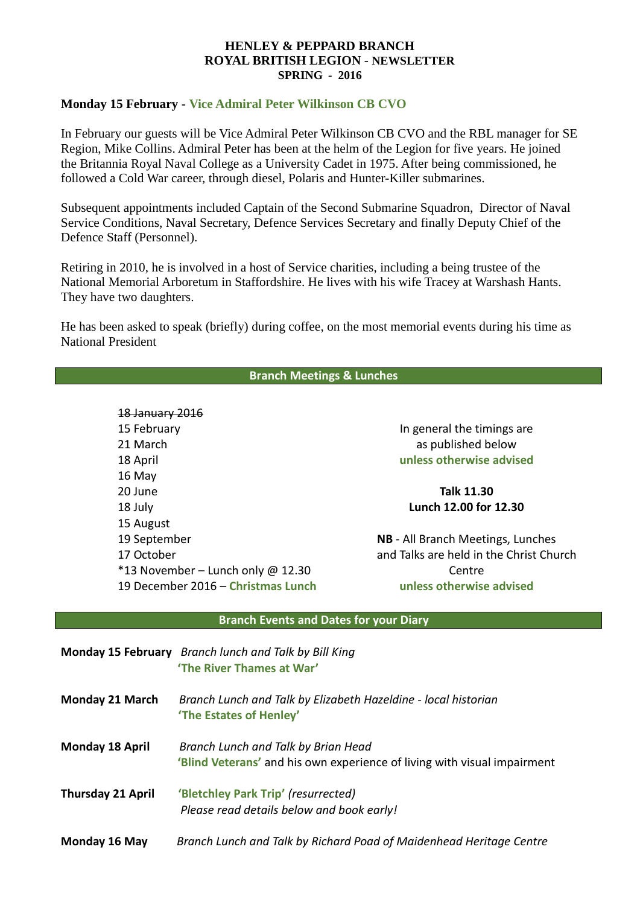**HENLEY & PEPPARD BRANCH**
**ROYAL BRITISH LEGION - NEWSLETTER**
**SPRING - 2016**

**Monday 15 February** - **Vice Admiral Peter Wilkinson CB CVO**

In February our guests will be Vice Admiral Peter Wilkinson CB CVO and the RBL manager for SE Region, Mike Collins. Admiral Peter has been at the helm of the Legion for five years. He joined the Britannia Royal Naval College as a University Cadet in 1975. After being commissioned, he followed a Cold War career, through diesel, Polaris and Hunter-Killer submarines.

Subsequent appointments included Captain of the Second Submarine Squadron, Director of Naval Service Conditions, Naval Secretary, Defence Services Secretary and finally Deputy Chief of the Defence Staff (Personnel).

Retiring in 2010, he is involved in a host of Service charities, including a being trustee of the National Memorial Arboretum in Staffordshire. He lives with his wife Tracey at Warshash Hants. They have two daughters.

He has been asked to speak (briefly) during coffee, on the most memorial events during his time as National President

## Branch Meetings & Lunches

~~18 January 2016~~
15 February
21 March
18 April
16 May
20 June
18 July
15 August
19 September
17 October
*13 November – Lunch only @ 12.30
19 December 2016 – **Christmas Lunch**

In general the timings are as published below **unless otherwise advised**

**Talk 11.30**
**Lunch 12.00 for 12.30**

**NB** - All Branch Meetings, Lunches and Talks are held in the Christ Church Centre **unless otherwise advised**

## Branch Events and Dates for your Diary

**Monday 15 February** *Branch lunch and Talk by Bill King*
**'The River Thames at War'**

**Monday 21 March** *Branch Lunch and Talk by Elizabeth Hazeldine - local historian*
**'The Estates of Henley'**

**Monday 18 April** *Branch Lunch and Talk by Brian Head*
**'Blind Veterans'** and his own experience of living with visual impairment

**Thursday 21 April** **'Bletchley Park Trip'** *(resurrected)*
*Please read details below and book early!*

**Monday 16 May** *Branch Lunch and Talk by Richard Poad of Maidenhead Heritage Centre*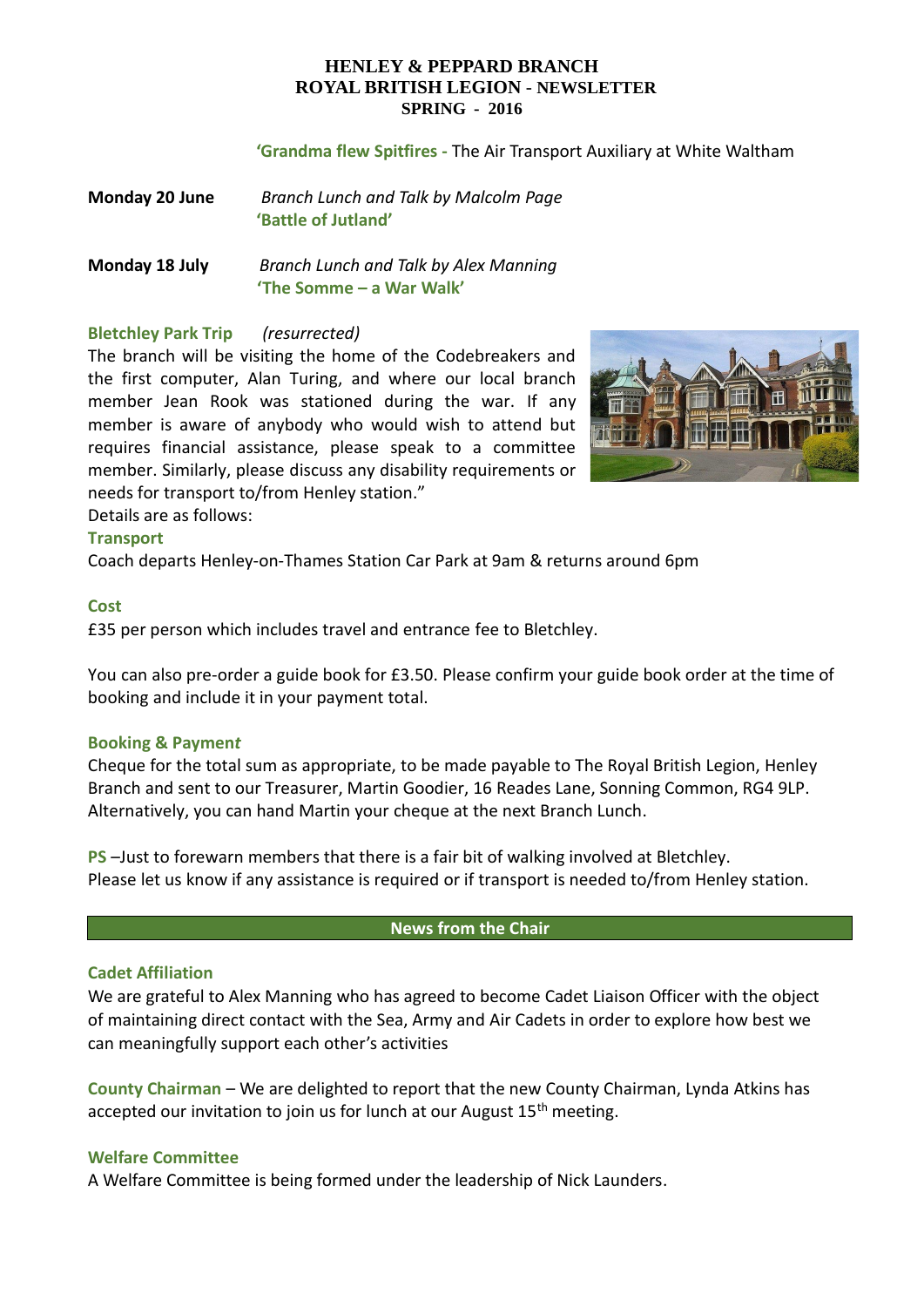**HENLEY & PEPPARD BRANCH**
**ROYAL BRITISH LEGION - NEWSLETTER**
**SPRING - 2016**

**'Grandma flew Spitfires -** The Air Transport Auxiliary at White Waltham

**Monday 20 June** *Branch Lunch and Talk by Malcolm Page*
**'Battle of Jutland'**

**Monday 18 July** *Branch Lunch and Talk by Alex Manning*
**'The Somme – a War Walk'**

**Bletchley Park Trip** *(resurrected)*

The branch will be visiting the home of the Codebreakers and the first computer, Alan Turing, and where our local branch member Jean Rook was stationed during the war. If any member is aware of anybody who would wish to attend but requires financial assistance, please speak to a committee member. Similarly, please discuss any disability requirements or needs for transport to/from Henley station."

Details are as follows:

**Transport**

Coach departs Henley-on-Thames Station Car Park at 9am & returns around 6pm

**Cost**

£35 per person which includes travel and entrance fee to Bletchley.

You can also pre-order a guide book for £3.50. Please confirm your guide book order at the time of booking and include it in your payment total.

**Booking & Payment**

Cheque for the total sum as appropriate, to be made payable to The Royal British Legion, Henley Branch and sent to our Treasurer, Martin Goodier, 16 Reades Lane, Sonning Common, RG4 9LP. Alternatively, you can hand Martin your cheque at the next Branch Lunch.

**PS** –Just to forewarn members that there is a fair bit of walking involved at Bletchley. Please let us know if any assistance is required or if transport is needed to/from Henley station.

## News from the Chair

**Cadet Affiliation**

We are grateful to Alex Manning who has agreed to become Cadet Liaison Officer with the object of maintaining direct contact with the Sea, Army and Air Cadets in order to explore how best we can meaningfully support each other's activities

**County Chairman** – We are delighted to report that the new County Chairman, Lynda Atkins has accepted our invitation to join us for lunch at our August 15th meeting.

**Welfare Committee**

A Welfare Committee is being formed under the leadership of Nick Launders.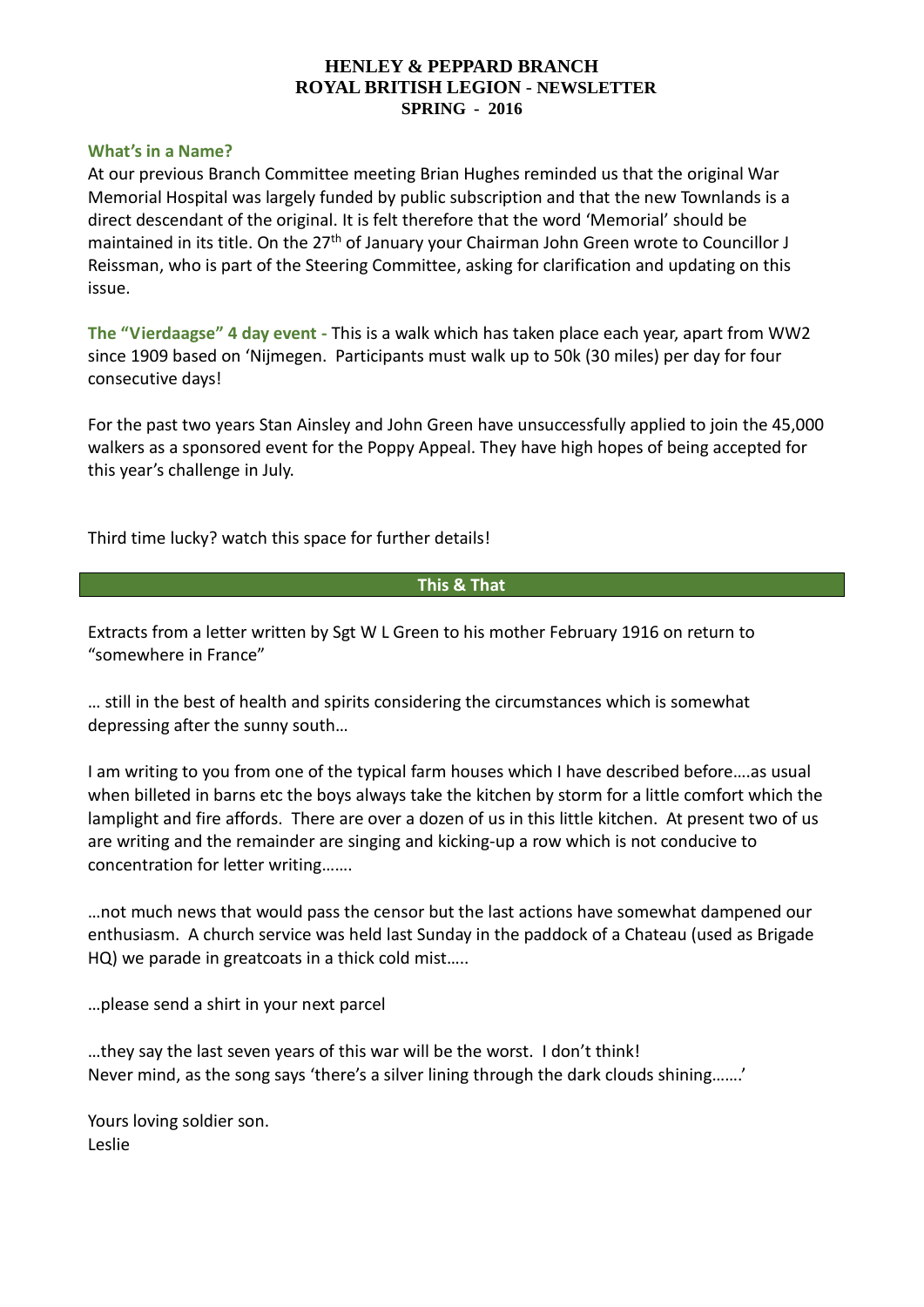**HENLEY & PEPPARD BRANCH**
**ROYAL BRITISH LEGION - NEWSLETTER**
**SPRING - 2016**

### What's in a Name?

At our previous Branch Committee meeting Brian Hughes reminded us that the original War Memorial Hospital was largely funded by public subscription and that the new Townlands is a direct descendant of the original. It is felt therefore that the word 'Memorial' should be maintained in its title. On the 27th of January your Chairman John Green wrote to Councillor J Reissman, who is part of the Steering Committee, asking for clarification and updating on this issue.

**The "Vierdaagse" 4 day event -** This is a walk which has taken place each year, apart from WW2 since 1909 based on 'Nijmegen. Participants must walk up to 50k (30 miles) per day for four consecutive days!

For the past two years Stan Ainsley and John Green have unsuccessfully applied to join the 45,000 walkers as a sponsored event for the Poppy Appeal. They have high hopes of being accepted for this year's challenge in July.

Third time lucky? watch this space for further details!

## This & That

Extracts from a letter written by Sgt W L Green to his mother February 1916 on return to "somewhere in France"

… still in the best of health and spirits considering the circumstances which is somewhat depressing after the sunny south…

I am writing to you from one of the typical farm houses which I have described before….as usual when billeted in barns etc the boys always take the kitchen by storm for a little comfort which the lamplight and fire affords. There are over a dozen of us in this little kitchen. At present two of us are writing and the remainder are singing and kicking-up a row which is not conducive to concentration for letter writing…….

…not much news that would pass the censor but the last actions have somewhat dampened our enthusiasm. A church service was held last Sunday in the paddock of a Chateau (used as Brigade HQ) we parade in greatcoats in a thick cold mist…..

…please send a shirt in your next parcel

…they say the last seven years of this war will be the worst. I don't think!
Never mind, as the song says 'there's a silver lining through the dark clouds shining…….'

Yours loving soldier son.
Leslie